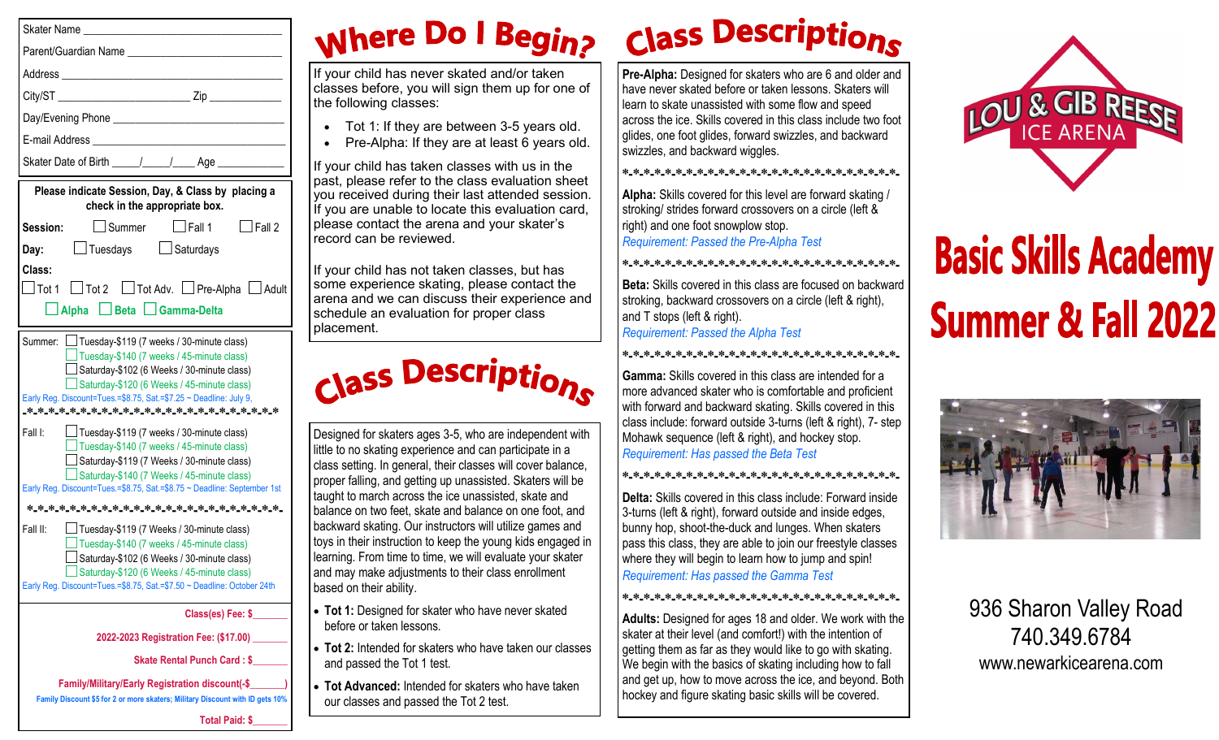Skater Name ______________________________

Parent/Guardian Name ______________________________

Address ______________________________

City/ST ______________________ Zip ____________

Day/Evening Phone ______________________________

E-mail Address ______________________________

Skater Date of Birth _____/_____/____ Age ___________

**Please indicate Session, Day, & Class by placing a check in the appropriate box.**

**Session:** ☐ Summer ☐ Fall 1 ☐ Fall 2

**Day:** ☐ Tuesdays ☐ Saturdays

**Class:**

☐ Tot 1 ☐ Tot 2 ☐ Tot Adv. ☐ Pre-Alpha ☐ Adult

☐ **Alpha** ☐ **Beta** ☐ **Gamma-Delta**

Summer:
- ☐ Tuesday-$119 (7 weeks / 30-minute class)
- ☐ Tuesday-$140 (7 weeks / 45-minute class)
- ☐ Saturday-$102 (6 Weeks / 30-minute class)
- ☐ Saturday-$120 (6 Weeks / 45-minute class)

Early Reg. Discount=Tues.=$8.75, Sat.=$7.25 ~ Deadline: July 9,

-*-*-*-*-*-*-*-*-*-*-*-*-*-*-*-*-*-*-*-*-*-*-*-*-*-*-*

Fall I:
- ☐ Tuesday-$119 (7 weeks / 30-minute class)
- ☐ Tuesday-$140 (7 weeks / 45-minute class)
- ☐ Saturday-$119 (7 Weeks / 30-minute class)
- ☐ Saturday-$140 (7 Weeks / 45-minute class)

Early Reg. Discount=Tues.=$8.75, Sat.=$8.75 ~ Deadline: September 1st

*-*-*-*-*-*-*-*-*-*-*-*-*-*-*-*-*-*-*-*-*-*-*-*-*-*-*-

Fall II:
- ☐ Tuesday-$119 (7 Weeks / 30-minute class)
- ☐ Tuesday-$140 (7 weeks / 45-minute class)
- ☐ Saturday-$102 (6 Weeks / 30-minute class)
- ☐ Saturday-$120 (6 Weeks / 45-minute class)

Early Reg. Discount=Tues.=$8.75, Sat.=$7.50 ~ Deadline: October 24th

Class(es) Fee: $_______

2022-2023 Registration Fee: ($17.00) _______

Skate Rental Punch Card : $_______

Family/Military/Early Registration discount(-$_______)

Family Discount $5 for 2 or more skaters; Military Discount with ID gets 10%

Total Paid: $_______

# Where Do I Begin?

If your child has never skated and/or taken classes before, you will sign them up for one of the following classes:

- Tot 1: If they are between 3-5 years old.
- Pre-Alpha: If they are at least 6 years old.

If your child has taken classes with us in the past, please refer to the class evaluation sheet you received during their last attended session. If you are unable to locate this evaluation card, please contact the arena and your skater's record can be reviewed.

If your child has not taken classes, but has some experience skating, please contact the arena and we can discuss their experience and schedule an evaluation for proper class placement.

# Class Descriptions

Designed for skaters ages 3-5, who are independent with little to no skating experience and can participate in a class setting. In general, their classes will cover balance, proper falling, and getting up unassisted. Skaters will be taught to march across the ice unassisted, skate and balance on two feet, skate and balance on one foot, and backward skating. Our instructors will utilize games and toys in their instruction to keep the young kids engaged in learning. From time to time, we will evaluate your skater and may make adjustments to their class enrollment based on their ability.

- **Tot 1:** Designed for skater who have never skated before or taken lessons.
- **Tot 2:** Intended for skaters who have taken our classes and passed the Tot 1 test.
- **Tot Advanced:** Intended for skaters who have taken our classes and passed the Tot 2 test.

# Class Descriptions

**Pre-Alpha:** Designed for skaters who are 6 and older and have never skated before or taken lessons. Skaters will learn to skate unassisted with some flow and speed across the ice. Skills covered in this class include two foot glides, one foot glides, forward swizzles, and backward swizzles, and backward wiggles.

*-*-*-*-*-*-*-*-*-*-*-*-*-*-*-*-*-*-*-*-*-*-*-*-*-*-*-

**Alpha:** Skills covered for this level are forward skating / stroking/ strides forward crossovers on a circle (left & right) and one foot snowplow stop.

*Requirement: Passed the Pre-Alpha Test*

*-*-*-*-*-*-*-*-*-*-*-*-*-*-*-*-*-*-*-*-*-*-*-*-*-*-*-

**Beta:** Skills covered in this class are focused on backward stroking, backward crossovers on a circle (left & right), and T stops (left & right).

*Requirement: Passed the Alpha Test*

*-*-*-*-*-*-*-*-*-*-*-*-*-*-*-*-*-*-*-*-*-*-*-*-*-*-*-

**Gamma:** Skills covered in this class are intended for a more advanced skater who is comfortable and proficient with forward and backward skating. Skills covered in this class include: forward outside 3-turns (left & right), 7- step Mohawk sequence (left & right), and hockey stop.

*Requirement: Has passed the Beta Test*

*-*-*-*-*-*-*-*-*-*-*-*-*-*-*-*-*-*-*-*-*-*-*-*-*-*-*-

**Delta:** Skills covered in this class include: Forward inside 3-turns (left & right), forward outside and inside edges, bunny hop, shoot-the-duck and lunges. When skaters pass this class, they are able to join our freestyle classes where they will begin to learn how to jump and spin!

*Requirement: Has passed the Gamma Test*

*-*-*-*-*-*-*-*-*-*-*-*-*-*-*-*-*-*-*-*-*-*-*-*-*-*-*-

**Adults:** Designed for ages 18 and older. We work with the skater at their level (and comfort!) with the intention of getting them as far as they would like to go with skating. We begin with the basics of skating including how to fall and get up, how to move across the ice, and beyond. Both hockey and figure skating basic skills will be covered.

LOU & GIB REESE ICE ARENA

# Basic Skills Academy Summer & Fall 2022

936 Sharon Valley Road

740.349.6784

www.newarkicearena.com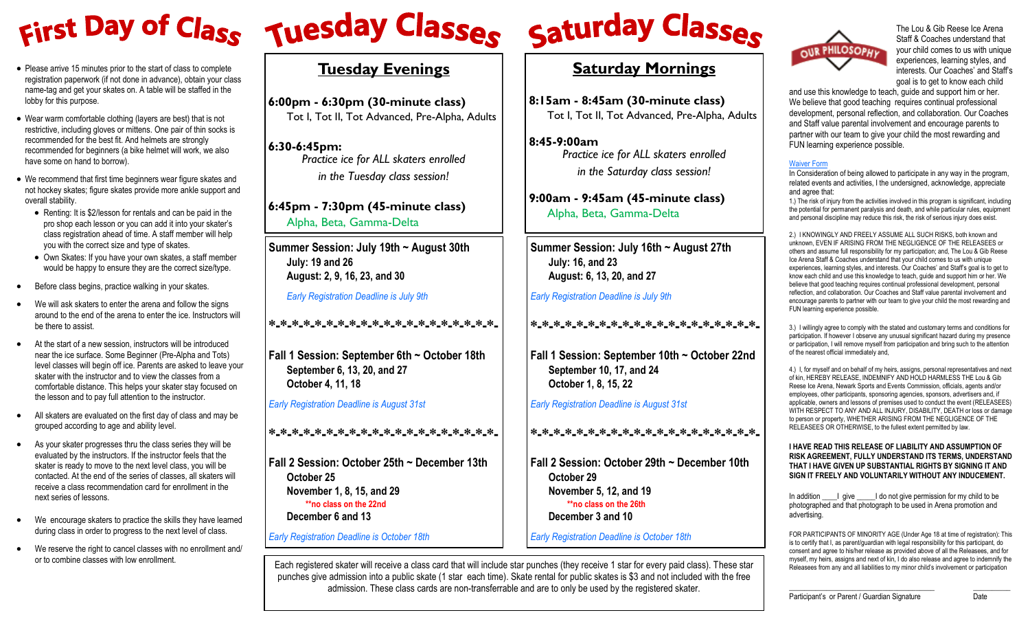# First Day of Class

- Please arrive 15 minutes prior to the start of class to complete registration paperwork (if not done in advance), obtain your class name-tag and get your skates on. A table will be staffed in the lobby for this purpose.
- Wear warm comfortable clothing (layers are best) that is not restrictive, including gloves or mittens. One pair of thin socks is recommended for the best fit. And helmets are strongly recommended for beginners (a bike helmet will work, we also have some on hand to borrow).
- We recommend that first time beginners wear figure skates and not hockey skates; figure skates provide more ankle support and overall stability.
  - Renting: It is $2/lesson for rentals and can be paid in the pro shop each lesson or you can add it into your skater's class registration ahead of time. A staff member will help you with the correct size and type of skates.
  - Own Skates: If you have your own skates, a staff member would be happy to ensure they are the correct size/type.
- Before class begins, practice walking in your skates.
- We will ask skaters to enter the arena and follow the signs around to the end of the arena to enter the ice. Instructors will be there to assist.
- At the start of a new session, instructors will be introduced near the ice surface. Some Beginner (Pre-Alpha and Tots) level classes will begin off ice. Parents are asked to leave your skater with the instructor and to view the classes from a comfortable distance. This helps your skater stay focused on the lesson and to pay full attention to the instructor.
- All skaters are evaluated on the first day of class and may be grouped according to age and ability level.
- As your skater progresses thru the class series they will be evaluated by the instructors. If the instructor feels that the skater is ready to move to the next level class, you will be contacted. At the end of the series of classes, all skaters will receive a class recommendation card for enrollment in the next series of lessons.
- We encourage skaters to practice the skills they have learned during class in order to progress to the next level of class.
- We reserve the right to cancel classes with no enrollment and/ or to combine classes with low enrollment.

# Tuesday Classes

## Tuesday Evenings

**6:00pm - 6:30pm (30-minute class)**
Tot I, Tot II, Tot Advanced, Pre-Alpha, Adults

**6:30-6:45pm:**
*Practice ice for ALL skaters enrolled in the Tuesday class session!*

**6:45pm - 7:30pm (45-minute class)**
Alpha, Beta, Gamma-Delta

**Summer Session: July 19th ~ August 30th**
**July: 19 and 26**
**August: 2, 9, 16, 23, and 30**

*Early Registration Deadline is July 9th*

*-*-*-*-*-*-*-*-*-*-*-*-*-*-*-*-*-*-*-*-*-

**Fall 1 Session: September 6th ~ October 18th**
**September 6, 13, 20, and 27**
**October 4, 11, 18**

*Early Registration Deadline is August 31st*

*-*-*-*-*-*-*-*-*-*-*-*-*-*-*-*-*-*-*-*-*-

**Fall 2 Session: October 25th ~ December 13th**
**October 25**
**November 1, 8, 15, and 29**
**\*\*no class on the 22nd**
**December 6 and 13**

*Early Registration Deadline is October 18th*

# Saturday Classes

## Saturday Mornings

**8:15am - 8:45am (30-minute class)**
Tot I, Tot II, Tot Advanced, Pre-Alpha, Adults

**8:45-9:00am**
*Practice ice for ALL skaters enrolled in the Saturday class session!*

**9:00am - 9:45am (45-minute class)**
Alpha, Beta, Gamma-Delta

**Summer Session: July 16th ~ August 27th**
**July: 16, and 23**
**August: 6, 13, 20, and 27**

*Early Registration Deadline is July 9th*

*-*-*-*-*-*-*-*-*-*-*-*-*-*-*-*-*-*-*-*-*-

**Fall 1 Session: September 10th ~ October 22nd**
**September 10, 17, and 24**
**October 1, 8, 15, 22**

*Early Registration Deadline is August 31st*

*-*-*-*-*-*-*-*-*-*-*-*-*-*-*-*-*-*-*-*-*-

**Fall 2 Session: October 29th ~ December 10th**
**October 29**
**November 5, 12, and 19**
**\*\*no class on the 26th**
**December 3 and 10**

*Early Registration Deadline is October 18th*

Each registered skater will receive a class card that will include star punches (they receive 1 star for every paid class). These star punches give admission into a public skate (1 star each time). Skate rental for public skates is $3 and not included with the free admission. These class cards are non-transferrable and are to only be used by the registered skater.

## OUR PHILOSOPHY

The Lou & Gib Reese Ice Arena Staff & Coaches understand that your child comes to us with unique experiences, learning styles, and interests. Our Coaches' and Staff's goal is to get to know each child and use this knowledge to teach, guide and support him or her. We believe that good teaching requires continual professional development, personal reflection, and collaboration. Our Coaches and Staff value parental involvement and encourage parents to partner with our team to give your child the most rewarding and FUN learning experience possible.

## Waiver Form

In Consideration of being allowed to participate in any way in the program, related events and activities, I the undersigned, acknowledge, appreciate and agree that:

1.) The risk of injury from the activities involved in this program is significant, including the potential for permanent paralysis and death, and while particular rules, equipment and personal discipline may reduce this risk, the risk of serious injury does exist.

2.) I KNOWINGLY AND FREELY ASSUME ALL SUCH RISKS, both known and unknown, EVEN IF ARISING FROM THE NEGLIGENCE OF THE RELEASEES or others and assume full responsibility for my participation; and, The Lou & Gib Reese Ice Arena Staff & Coaches understand that your child comes to us with unique experiences, learning styles, and interests. Our Coaches' and Staff's goal is to get to know each child and use this knowledge to teach, guide and support him or her. We believe that good teaching requires continual professional development, personal reflection, and collaboration. Our Coaches and Staff value parental involvement and encourage parents to partner with our team to give your child the most rewarding and FUN learning experience possible.

3.) I willingly agree to comply with the stated and customary terms and conditions for participation. If however I observe any unusual significant hazard during my presence or participation, I will remove myself from participation and bring such to the attention of the nearest official immediately and,

4.) I, for myself and on behalf of my heirs, assigns, personal representatives and next of kin, HEREBY RELEASE, INDEMNIFY AND HOLD HARMLESS THE Lou & Gib Reese Ice Arena, Newark Sports and Events Commission, officials, agents and/or employees, other participants, sponsoring agencies, sponsors, advertisers and, if applicable, owners and lessons of premises used to conduct the event (RELEASEES) WITH RESPECT TO ANY AND ALL INJURY, DISABILITY, DEATH or loss or damage to person or property, WHETHER ARISING FROM THE NEGLIGENCE OF THE RELEASEES OR OTHERWISE, to the fullest extent permitted by law.

**I HAVE READ THIS RELEASE OF LIABILITY AND ASSUMPTION OF RISK AGREEMENT, FULLY UNDERSTAND ITS TERMS, UNDERSTAND THAT I HAVE GIVEN UP SUBSTANTIAL RIGHTS BY SIGNING IT AND SIGN IT FREELY AND VOLUNTARILY WITHOUT ANY INDUCEMENT.**

In addition \_\_\_\_I give \_\_\_\_\_I do not give permission for my child to be photographed and that photograph to be used in Arena promotion and advertising.

FOR PARTICIPANTS OF MINORITY AGE (Under Age 18 at time of registration): This is to certify that I, as parent/guardian with legal responsibility for this participant, do consent and agree to his/her release as provided above of all the Releasees, and for myself, my heirs, assigns and next of kin, I do also release and agree to indemnify the Releasees from any and all liabilities to my minor child's involvement or participation

\_\_\_\_\_\_\_\_\_\_\_\_\_\_\_\_\_\_\_\_\_\_\_\_\_\_\_\_\_\_ \_\_\_\_\_\_\_\_\_\_

Participant's or Parent / Guardian Signature Date